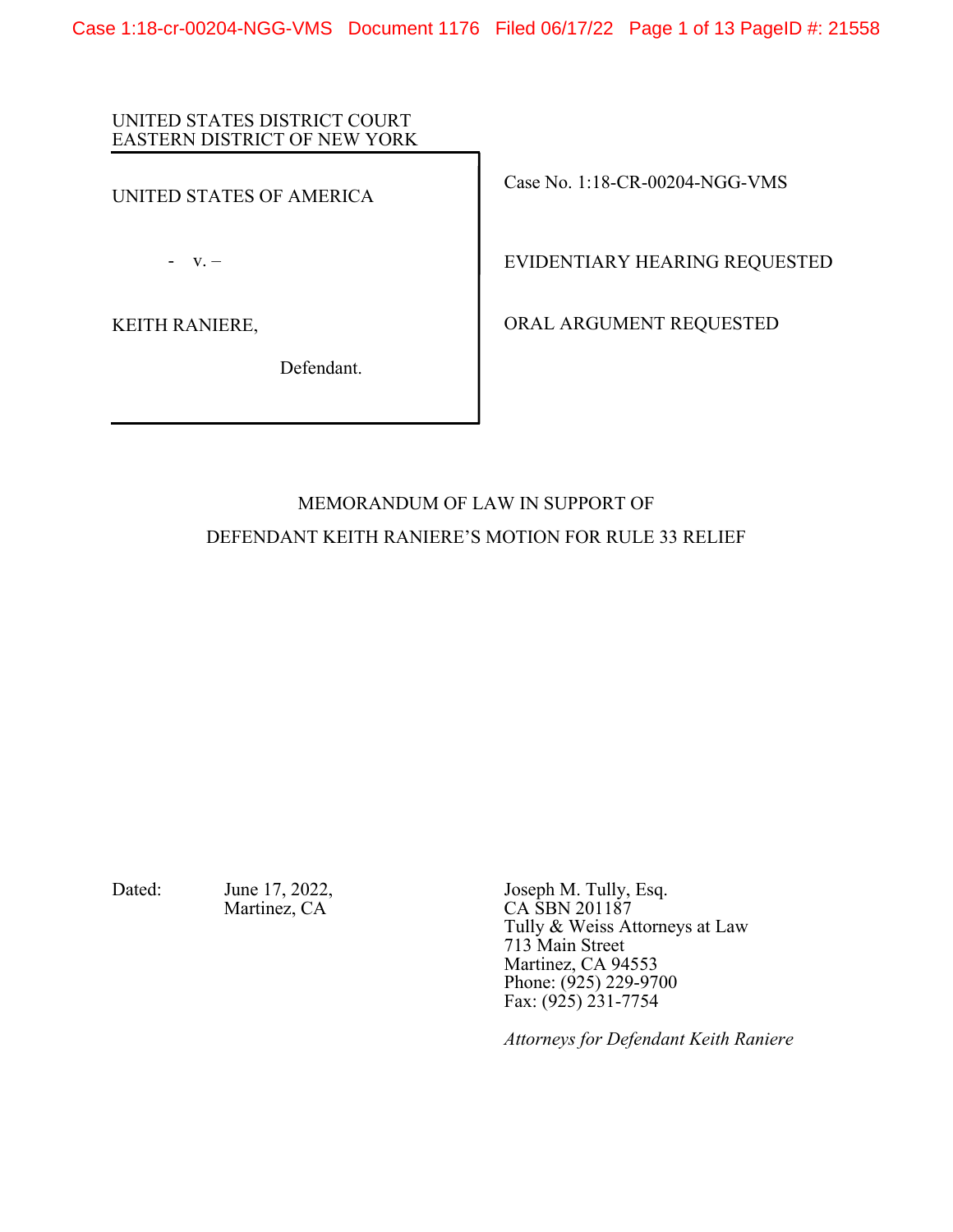UNITED STATES DISTRICT COURT
EASTERN DISTRICT OF NEW YORK

| | |
|---|---|
| UNITED STATES OF AMERICA | Case No. 1:18-CR-00204-NGG-VMS |
| - v. – | EVIDENTIARY HEARING REQUESTED |
| KEITH RANIERE, | ORAL ARGUMENT REQUESTED |
| Defendant. | |

MEMORANDUM OF LAW IN SUPPORT OF
DEFENDANT KEITH RANIERE'S MOTION FOR RULE 33 RELIEF

Dated: June 17, 2022,
Martinez, CA

Joseph M. Tully, Esq.
CA SBN 201187
Tully & Weiss Attorneys at Law
713 Main Street
Martinez, CA 94553
Phone: (925) 229-9700
Fax: (925) 231-7754

*Attorneys for Defendant Keith Raniere*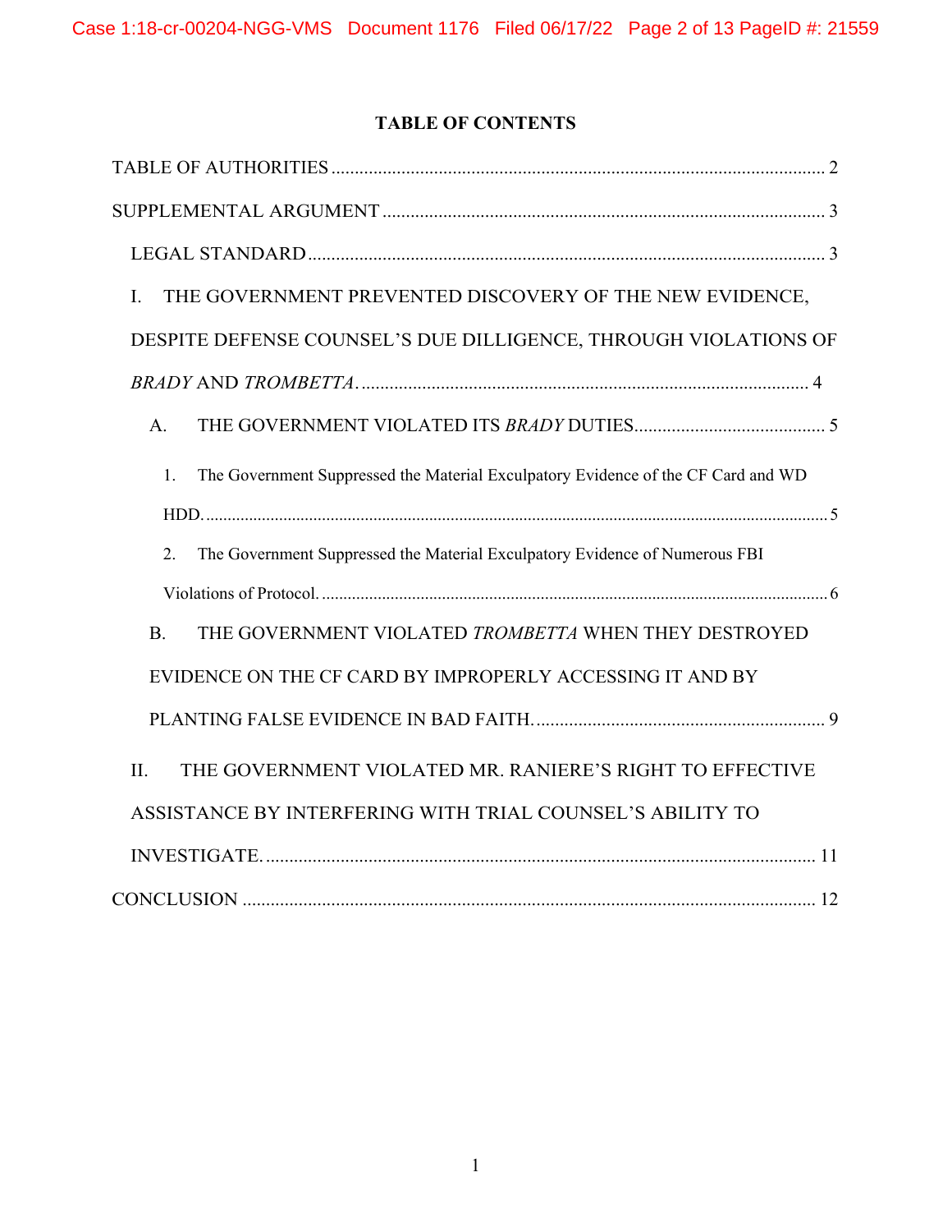## TABLE OF CONTENTS

TABLE OF AUTHORITIES ........................................................................................................... 2

SUPPLEMENTAL ARGUMENT ............................................................................................... 3

LEGAL STANDARD ............................................................................................................... 3

I. THE GOVERNMENT PREVENTED DISCOVERY OF THE NEW EVIDENCE, DESPITE DEFENSE COUNSEL'S DUE DILLIGENCE, THROUGH VIOLATIONS OF *BRADY* AND *TROMBETTA*. ................................................................................................ 4

A. THE GOVERNMENT VIOLATED ITS *BRADY* DUTIES......................................... 5

1. The Government Suppressed the Material Exculpatory Evidence of the CF Card and WD HDD. ............................................................................................................................... 5

2. The Government Suppressed the Material Exculpatory Evidence of Numerous FBI Violations of Protocol. ..................................................................................................... 6

B. THE GOVERNMENT VIOLATED *TROMBETTA* WHEN THEY DESTROYED EVIDENCE ON THE CF CARD BY IMPROPERLY ACCESSING IT AND BY PLANTING FALSE EVIDENCE IN BAD FAITH. ............................................................... 9

II. THE GOVERNMENT VIOLATED MR. RANIERE'S RIGHT TO EFFECTIVE ASSISTANCE BY INTERFERING WITH TRIAL COUNSEL'S ABILITY TO INVESTIGATE. ...................................................................................................................... 11

CONCLUSION ........................................................................................................................... 12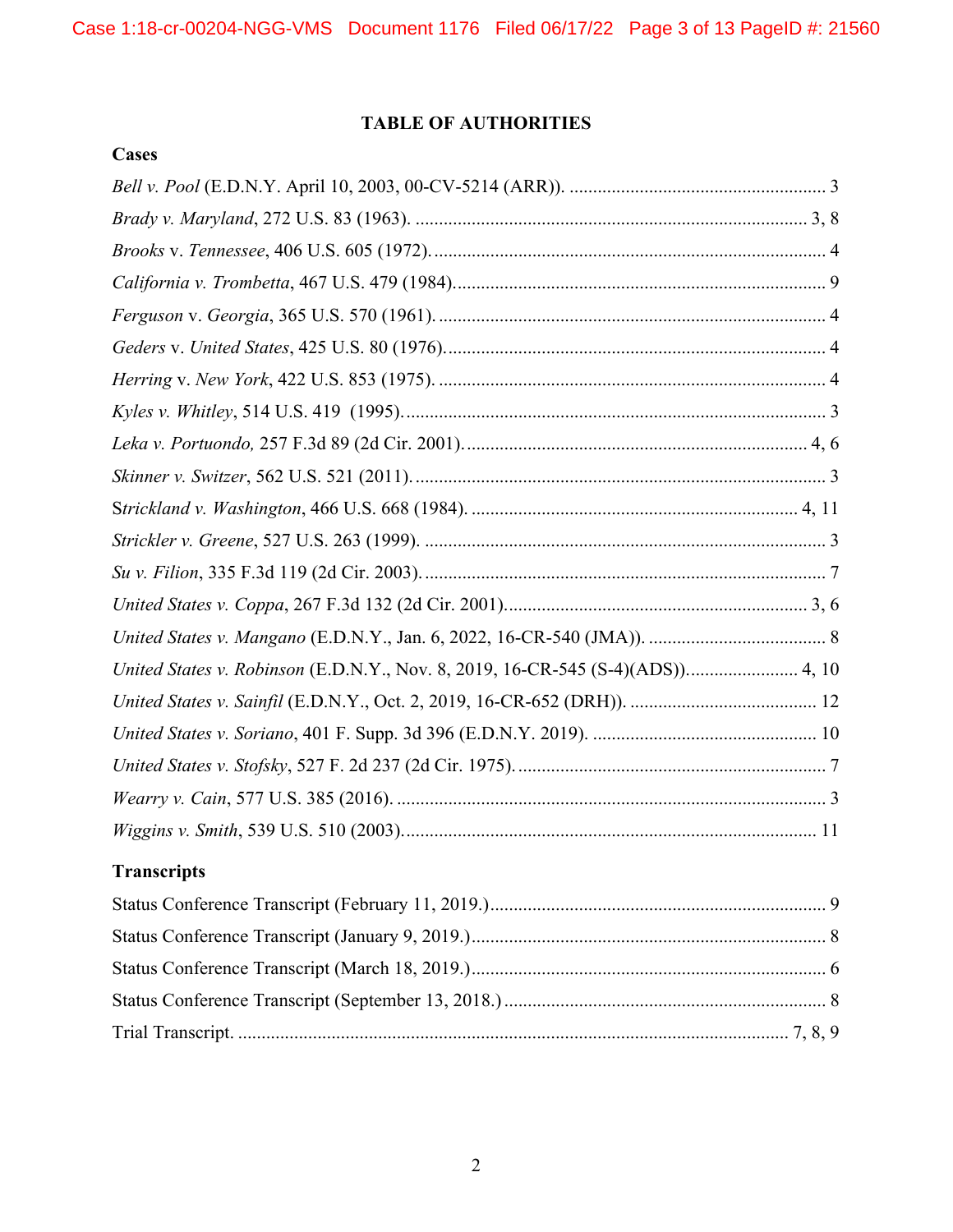# TABLE OF AUTHORITIES

## Cases

*Bell v. Pool* (E.D.N.Y. April 10, 2003, 00-CV-5214 (ARR)). ........................................................ 3

*Brady v. Maryland*, 272 U.S. 83 (1963). ..................................................................................... 3, 8

*Brooks* v. *Tennessee*, 406 U.S. 605 (1972). .................................................................................... 4

*California v. Trombetta*, 467 U.S. 479 (1984). ................................................................................. 9

*Ferguson* v. *Georgia*, 365 U.S. 570 (1961). .................................................................................... 4

*Geders* v. *United States*, 425 U.S. 80 (1976). .................................................................................. 4

*Herring* v. *New York*, 422 U.S. 853 (1975). .................................................................................... 4

*Kyles v. Whitley*, 514 U.S. 419 (1995). ........................................................................................... 3

*Leka v. Portuondo,* 257 F.3d 89 (2d Cir. 2001). .......................................................................... 4, 6

*Skinner v. Switzer*, 562 U.S. 521 (2011). ......................................................................................... 3

*Strickland v. Washington*, 466 U.S. 668 (1984). ...................................................................... 4, 11

*Strickler v. Greene*, 527 U.S. 263 (1999). ....................................................................................... 3

*Su v. Filion*, 335 F.3d 119 (2d Cir. 2003). ....................................................................................... 7

*United States v. Coppa*, 267 F.3d 132 (2d Cir. 2001). .................................................................. 3, 6

*United States v. Mangano* (E.D.N.Y., Jan. 6, 2022, 16-CR-540 (JMA)). ....................................... 8

*United States v. Robinson* (E.D.N.Y., Nov. 8, 2019, 16-CR-545 (S-4)(ADS)). ........................ 4, 10

*United States v. Sainfil* (E.D.N.Y., Oct. 2, 2019, 16-CR-652 (DRH)). ........................................ 12

*United States v. Soriano*, 401 F. Supp. 3d 396 (E.D.N.Y. 2019). ................................................ 10

*United States v. Stofsky*, 527 F. 2d 237 (2d Cir. 1975). ................................................................... 7

*Wearry v. Cain*, 577 U.S. 385 (2016). ............................................................................................ 3

*Wiggins v. Smith*, 539 U.S. 510 (2003). ........................................................................................ 11

## Transcripts

Status Conference Transcript (February 11, 2019.) ........................................................................ 9

Status Conference Transcript (January 9, 2019.) ............................................................................ 8

Status Conference Transcript (March 18, 2019.) ............................................................................. 6

Status Conference Transcript (September 13, 2018.) ..................................................................... 8

Trial Transcript. ..................................................................................................................... 7, 8, 9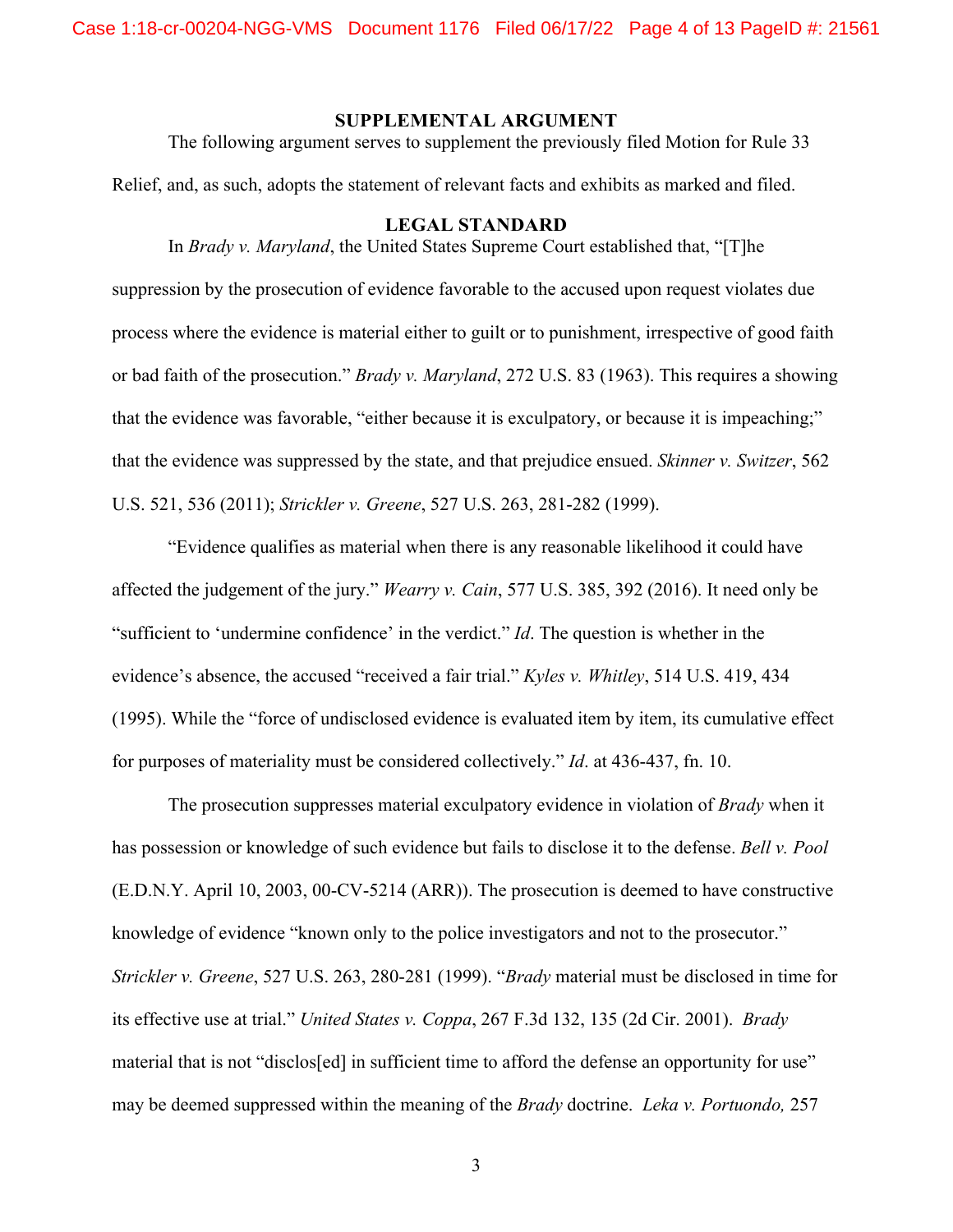## SUPPLEMENTAL ARGUMENT

The following argument serves to supplement the previously filed Motion for Rule 33 Relief, and, as such, adopts the statement of relevant facts and exhibits as marked and filed.

## LEGAL STANDARD

In *Brady v. Maryland*, the United States Supreme Court established that, "[T]he suppression by the prosecution of evidence favorable to the accused upon request violates due process where the evidence is material either to guilt or to punishment, irrespective of good faith or bad faith of the prosecution." *Brady v. Maryland*, 272 U.S. 83 (1963). This requires a showing that the evidence was favorable, "either because it is exculpatory, or because it is impeaching;" that the evidence was suppressed by the state, and that prejudice ensued. *Skinner v. Switzer*, 562 U.S. 521, 536 (2011); *Strickler v. Greene*, 527 U.S. 263, 281-282 (1999).

"Evidence qualifies as material when there is any reasonable likelihood it could have affected the judgement of the jury." *Wearry v. Cain*, 577 U.S. 385, 392 (2016). It need only be "sufficient to 'undermine confidence' in the verdict." *Id*. The question is whether in the evidence's absence, the accused "received a fair trial." *Kyles v. Whitley*, 514 U.S. 419, 434 (1995). While the "force of undisclosed evidence is evaluated item by item, its cumulative effect for purposes of materiality must be considered collectively." *Id*. at 436-437, fn. 10.

The prosecution suppresses material exculpatory evidence in violation of *Brady* when it has possession or knowledge of such evidence but fails to disclose it to the defense. *Bell v. Pool* (E.D.N.Y. April 10, 2003, 00-CV-5214 (ARR)). The prosecution is deemed to have constructive knowledge of evidence "known only to the police investigators and not to the prosecutor." *Strickler v. Greene*, 527 U.S. 263, 280-281 (1999). "*Brady* material must be disclosed in time for its effective use at trial." *United States v. Coppa*, 267 F.3d 132, 135 (2d Cir. 2001). *Brady* material that is not "disclos[ed] in sufficient time to afford the defense an opportunity for use" may be deemed suppressed within the meaning of the *Brady* doctrine. *Leka v. Portuondo,* 257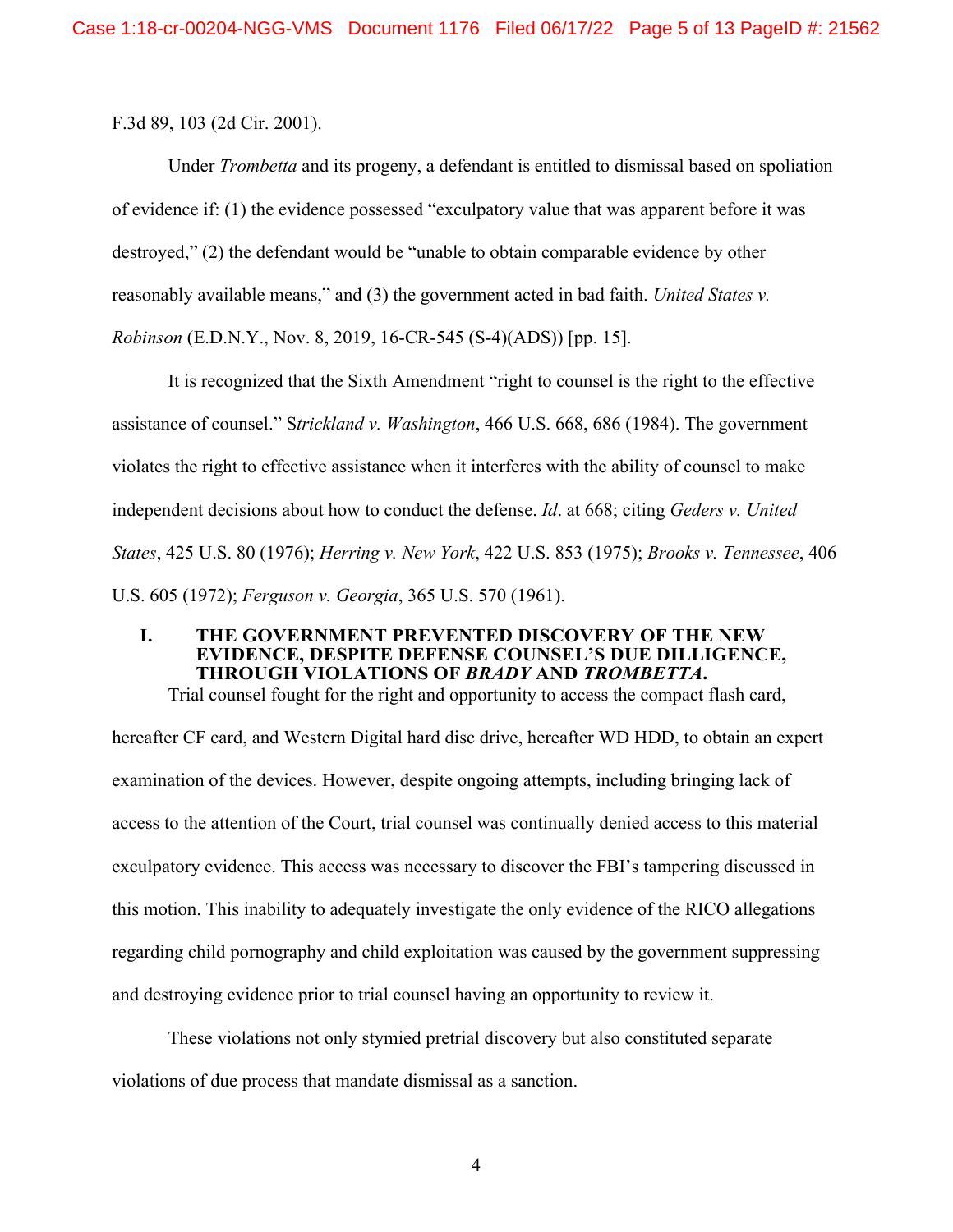F.3d 89, 103 (2d Cir. 2001).

Under *Trombetta* and its progeny, a defendant is entitled to dismissal based on spoliation of evidence if: (1) the evidence possessed "exculpatory value that was apparent before it was destroyed," (2) the defendant would be "unable to obtain comparable evidence by other reasonably available means," and (3) the government acted in bad faith. *United States v. Robinson* (E.D.N.Y., Nov. 8, 2019, 16-CR-545 (S-4)(ADS)) [pp. 15].

It is recognized that the Sixth Amendment "right to counsel is the right to the effective assistance of counsel." S*trickland v. Washington*, 466 U.S. 668, 686 (1984). The government violates the right to effective assistance when it interferes with the ability of counsel to make independent decisions about how to conduct the defense. *Id*. at 668; citing *Geders v. United States*, 425 U.S. 80 (1976); *Herring v. New York*, 422 U.S. 853 (1975); *Brooks v. Tennessee*, 406 U.S. 605 (1972); *Ferguson v. Georgia*, 365 U.S. 570 (1961).

## I. THE GOVERNMENT PREVENTED DISCOVERY OF THE NEW EVIDENCE, DESPITE DEFENSE COUNSEL'S DUE DILLIGENCE, THROUGH VIOLATIONS OF *BRADY* AND *TROMBETTA*.

Trial counsel fought for the right and opportunity to access the compact flash card, hereafter CF card, and Western Digital hard disc drive, hereafter WD HDD, to obtain an expert examination of the devices. However, despite ongoing attempts, including bringing lack of access to the attention of the Court, trial counsel was continually denied access to this material exculpatory evidence. This access was necessary to discover the FBI's tampering discussed in this motion. This inability to adequately investigate the only evidence of the RICO allegations regarding child pornography and child exploitation was caused by the government suppressing and destroying evidence prior to trial counsel having an opportunity to review it.

These violations not only stymied pretrial discovery but also constituted separate violations of due process that mandate dismissal as a sanction.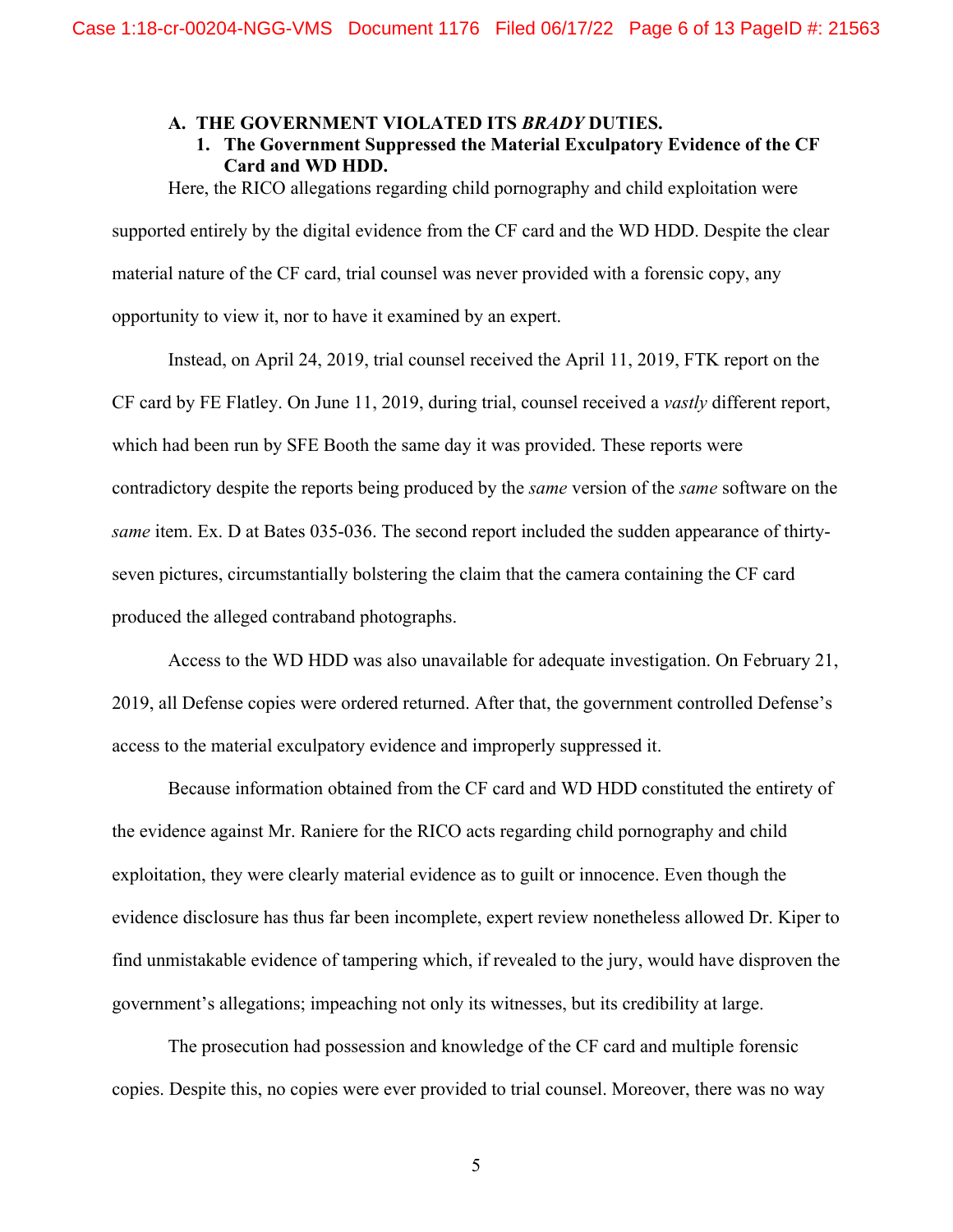### A. THE GOVERNMENT VIOLATED ITS *BRADY* DUTIES.

#### 1. The Government Suppressed the Material Exculpatory Evidence of the CF Card and WD HDD.

Here, the RICO allegations regarding child pornography and child exploitation were supported entirely by the digital evidence from the CF card and the WD HDD. Despite the clear material nature of the CF card, trial counsel was never provided with a forensic copy, any opportunity to view it, nor to have it examined by an expert.

Instead, on April 24, 2019, trial counsel received the April 11, 2019, FTK report on the CF card by FE Flatley. On June 11, 2019, during trial, counsel received a *vastly* different report, which had been run by SFE Booth the same day it was provided. These reports were contradictory despite the reports being produced by the *same* version of the *same* software on the *same* item. Ex. D at Bates 035-036. The second report included the sudden appearance of thirty-seven pictures, circumstantially bolstering the claim that the camera containing the CF card produced the alleged contraband photographs.

Access to the WD HDD was also unavailable for adequate investigation. On February 21, 2019, all Defense copies were ordered returned. After that, the government controlled Defense's access to the material exculpatory evidence and improperly suppressed it.

Because information obtained from the CF card and WD HDD constituted the entirety of the evidence against Mr. Raniere for the RICO acts regarding child pornography and child exploitation, they were clearly material evidence as to guilt or innocence. Even though the evidence disclosure has thus far been incomplete, expert review nonetheless allowed Dr. Kiper to find unmistakable evidence of tampering which, if revealed to the jury, would have disproven the government's allegations; impeaching not only its witnesses, but its credibility at large.

The prosecution had possession and knowledge of the CF card and multiple forensic copies. Despite this, no copies were ever provided to trial counsel. Moreover, there was no way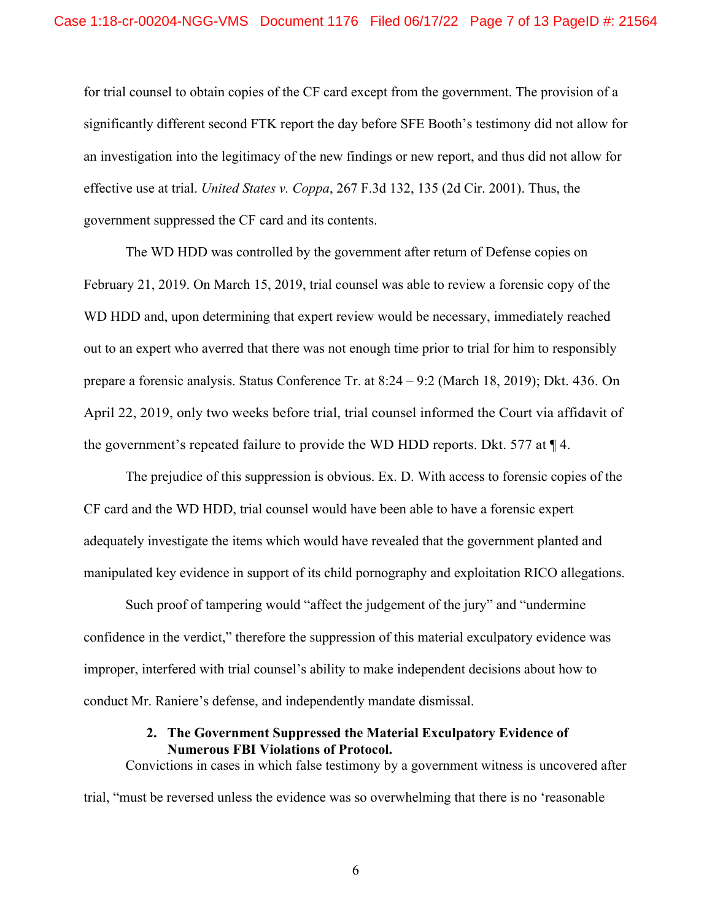for trial counsel to obtain copies of the CF card except from the government. The provision of a significantly different second FTK report the day before SFE Booth's testimony did not allow for an investigation into the legitimacy of the new findings or new report, and thus did not allow for effective use at trial. *United States v. Coppa*, 267 F.3d 132, 135 (2d Cir. 2001). Thus, the government suppressed the CF card and its contents.

The WD HDD was controlled by the government after return of Defense copies on February 21, 2019. On March 15, 2019, trial counsel was able to review a forensic copy of the WD HDD and, upon determining that expert review would be necessary, immediately reached out to an expert who averred that there was not enough time prior to trial for him to responsibly prepare a forensic analysis. Status Conference Tr. at 8:24 – 9:2 (March 18, 2019); Dkt. 436. On April 22, 2019, only two weeks before trial, trial counsel informed the Court via affidavit of the government's repeated failure to provide the WD HDD reports. Dkt. 577 at ¶ 4.

The prejudice of this suppression is obvious. Ex. D. With access to forensic copies of the CF card and the WD HDD, trial counsel would have been able to have a forensic expert adequately investigate the items which would have revealed that the government planted and manipulated key evidence in support of its child pornography and exploitation RICO allegations.

Such proof of tampering would "affect the judgement of the jury" and "undermine confidence in the verdict," therefore the suppression of this material exculpatory evidence was improper, interfered with trial counsel's ability to make independent decisions about how to conduct Mr. Raniere's defense, and independently mandate dismissal.

**2. The Government Suppressed the Material Exculpatory Evidence of Numerous FBI Violations of Protocol.**

Convictions in cases in which false testimony by a government witness is uncovered after trial, "must be reversed unless the evidence was so overwhelming that there is no 'reasonable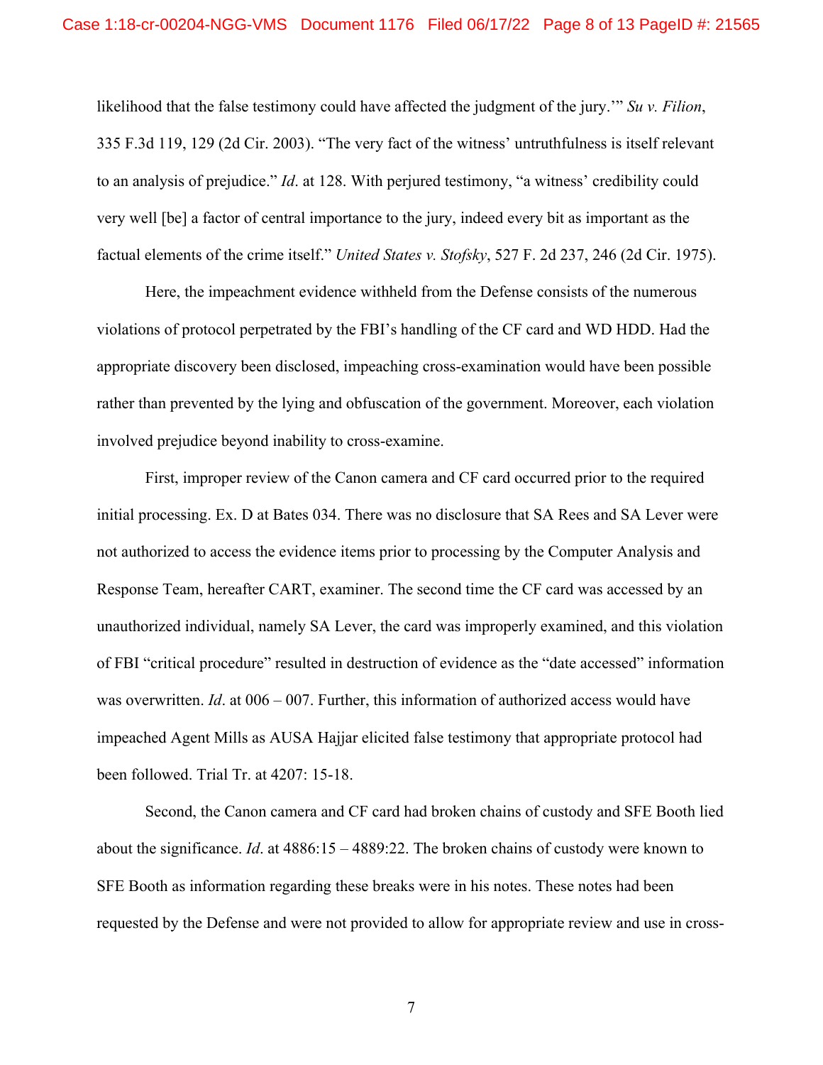likelihood that the false testimony could have affected the judgment of the jury.'" *Su v. Filion*, 335 F.3d 119, 129 (2d Cir. 2003). "The very fact of the witness' untruthfulness is itself relevant to an analysis of prejudice." *Id*. at 128. With perjured testimony, "a witness' credibility could very well [be] a factor of central importance to the jury, indeed every bit as important as the factual elements of the crime itself." *United States v. Stofsky*, 527 F. 2d 237, 246 (2d Cir. 1975).

Here, the impeachment evidence withheld from the Defense consists of the numerous violations of protocol perpetrated by the FBI's handling of the CF card and WD HDD. Had the appropriate discovery been disclosed, impeaching cross-examination would have been possible rather than prevented by the lying and obfuscation of the government. Moreover, each violation involved prejudice beyond inability to cross-examine.

First, improper review of the Canon camera and CF card occurred prior to the required initial processing. Ex. D at Bates 034. There was no disclosure that SA Rees and SA Lever were not authorized to access the evidence items prior to processing by the Computer Analysis and Response Team, hereafter CART, examiner. The second time the CF card was accessed by an unauthorized individual, namely SA Lever, the card was improperly examined, and this violation of FBI "critical procedure" resulted in destruction of evidence as the "date accessed" information was overwritten. *Id*. at 006 – 007. Further, this information of authorized access would have impeached Agent Mills as AUSA Hajjar elicited false testimony that appropriate protocol had been followed. Trial Tr. at 4207: 15-18.

Second, the Canon camera and CF card had broken chains of custody and SFE Booth lied about the significance. *Id*. at 4886:15 – 4889:22. The broken chains of custody were known to SFE Booth as information regarding these breaks were in his notes. These notes had been requested by the Defense and were not provided to allow for appropriate review and use in cross-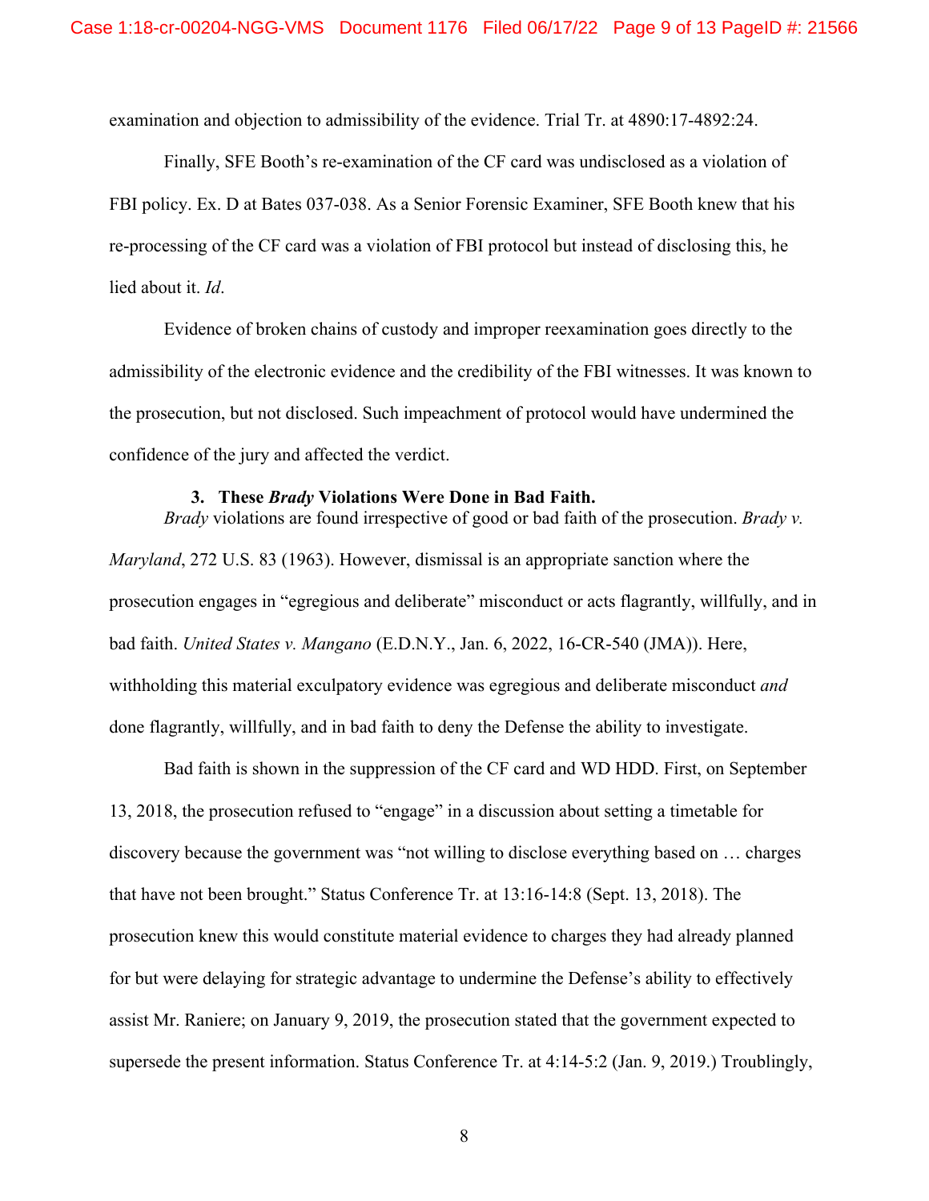examination and objection to admissibility of the evidence. Trial Tr. at 4890:17-4892:24.

Finally, SFE Booth's re-examination of the CF card was undisclosed as a violation of FBI policy. Ex. D at Bates 037-038. As a Senior Forensic Examiner, SFE Booth knew that his re-processing of the CF card was a violation of FBI protocol but instead of disclosing this, he lied about it. *Id*.

Evidence of broken chains of custody and improper reexamination goes directly to the admissibility of the electronic evidence and the credibility of the FBI witnesses. It was known to the prosecution, but not disclosed. Such impeachment of protocol would have undermined the confidence of the jury and affected the verdict.

### 3. These *Brady* Violations Were Done in Bad Faith.

*Brady* violations are found irrespective of good or bad faith of the prosecution. *Brady v. Maryland*, 272 U.S. 83 (1963). However, dismissal is an appropriate sanction where the prosecution engages in "egregious and deliberate" misconduct or acts flagrantly, willfully, and in bad faith. *United States v. Mangano* (E.D.N.Y., Jan. 6, 2022, 16-CR-540 (JMA)). Here, withholding this material exculpatory evidence was egregious and deliberate misconduct *and* done flagrantly, willfully, and in bad faith to deny the Defense the ability to investigate.

Bad faith is shown in the suppression of the CF card and WD HDD. First, on September 13, 2018, the prosecution refused to "engage" in a discussion about setting a timetable for discovery because the government was "not willing to disclose everything based on … charges that have not been brought." Status Conference Tr. at 13:16-14:8 (Sept. 13, 2018). The prosecution knew this would constitute material evidence to charges they had already planned for but were delaying for strategic advantage to undermine the Defense's ability to effectively assist Mr. Raniere; on January 9, 2019, the prosecution stated that the government expected to supersede the present information. Status Conference Tr. at 4:14-5:2 (Jan. 9, 2019.) Troublingly,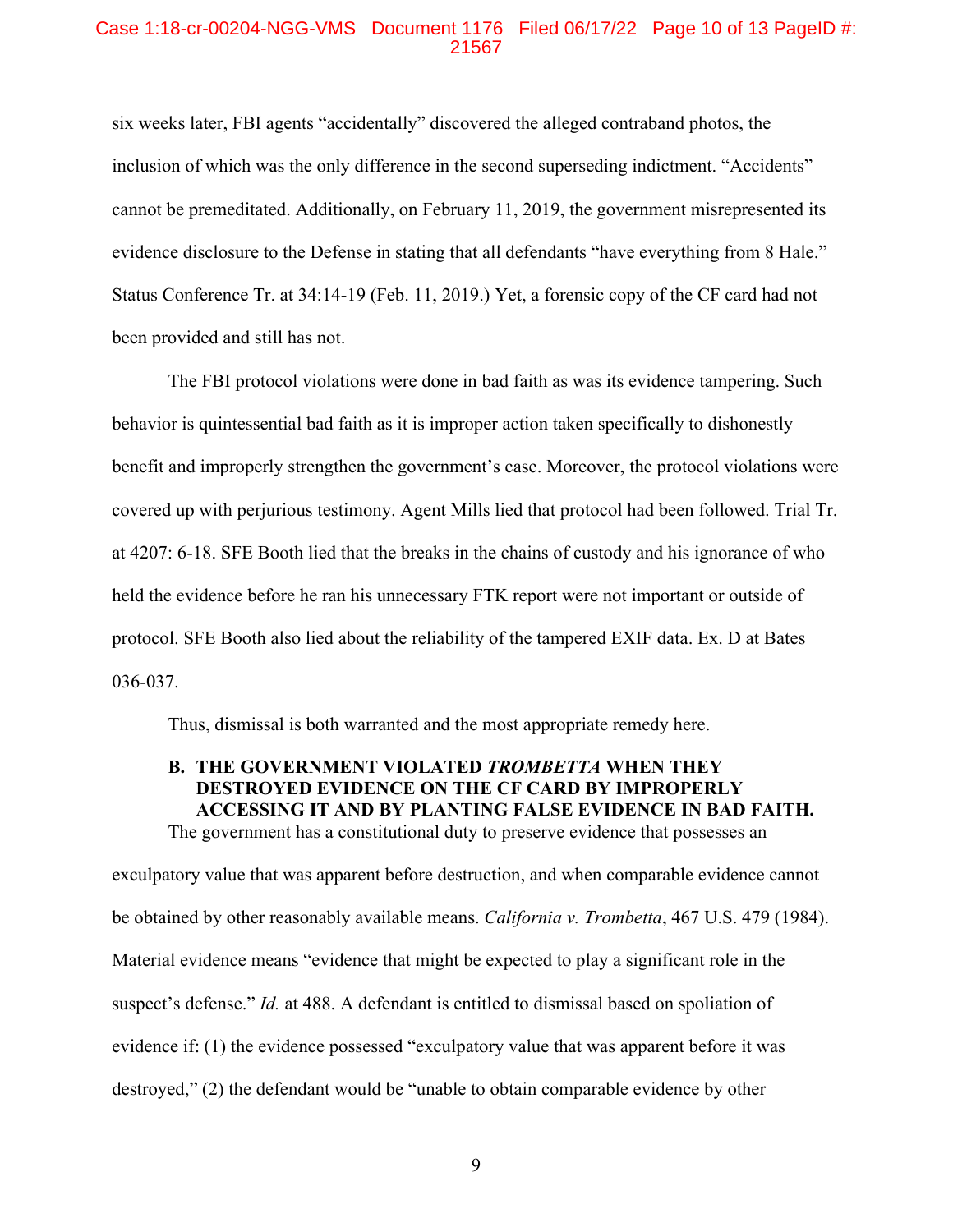six weeks later, FBI agents "accidentally" discovered the alleged contraband photos, the inclusion of which was the only difference in the second superseding indictment. "Accidents" cannot be premeditated. Additionally, on February 11, 2019, the government misrepresented its evidence disclosure to the Defense in stating that all defendants "have everything from 8 Hale." Status Conference Tr. at 34:14-19 (Feb. 11, 2019.) Yet, a forensic copy of the CF card had not been provided and still has not.

The FBI protocol violations were done in bad faith as was its evidence tampering. Such behavior is quintessential bad faith as it is improper action taken specifically to dishonestly benefit and improperly strengthen the government's case. Moreover, the protocol violations were covered up with perjurious testimony. Agent Mills lied that protocol had been followed. Trial Tr. at 4207: 6-18. SFE Booth lied that the breaks in the chains of custody and his ignorance of who held the evidence before he ran his unnecessary FTK report were not important or outside of protocol. SFE Booth also lied about the reliability of the tampered EXIF data. Ex. D at Bates 036-037.

Thus, dismissal is both warranted and the most appropriate remedy here.

### B. THE GOVERNMENT VIOLATED *TROMBETTA* WHEN THEY DESTROYED EVIDENCE ON THE CF CARD BY IMPROPERLY ACCESSING IT AND BY PLANTING FALSE EVIDENCE IN BAD FAITH.

The government has a constitutional duty to preserve evidence that possesses an exculpatory value that was apparent before destruction, and when comparable evidence cannot be obtained by other reasonably available means. *California v. Trombetta*, 467 U.S. 479 (1984). Material evidence means "evidence that might be expected to play a significant role in the suspect's defense." *Id.* at 488. A defendant is entitled to dismissal based on spoliation of evidence if: (1) the evidence possessed "exculpatory value that was apparent before it was destroyed," (2) the defendant would be "unable to obtain comparable evidence by other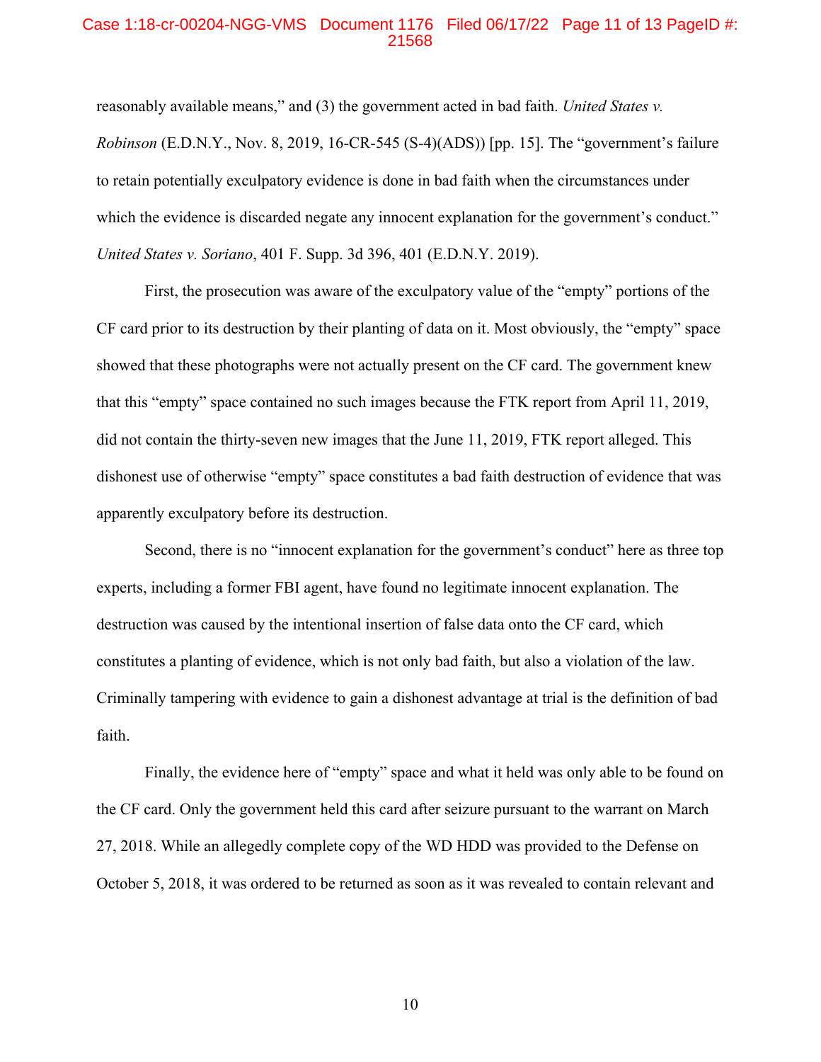reasonably available means," and (3) the government acted in bad faith. *United States v. Robinson* (E.D.N.Y., Nov. 8, 2019, 16-CR-545 (S-4)(ADS)) [pp. 15]. The "government's failure to retain potentially exculpatory evidence is done in bad faith when the circumstances under which the evidence is discarded negate any innocent explanation for the government's conduct." *United States v. Soriano*, 401 F. Supp. 3d 396, 401 (E.D.N.Y. 2019).

First, the prosecution was aware of the exculpatory value of the "empty" portions of the CF card prior to its destruction by their planting of data on it. Most obviously, the "empty" space showed that these photographs were not actually present on the CF card. The government knew that this "empty" space contained no such images because the FTK report from April 11, 2019, did not contain the thirty-seven new images that the June 11, 2019, FTK report alleged. This dishonest use of otherwise "empty" space constitutes a bad faith destruction of evidence that was apparently exculpatory before its destruction.

Second, there is no "innocent explanation for the government's conduct" here as three top experts, including a former FBI agent, have found no legitimate innocent explanation. The destruction was caused by the intentional insertion of false data onto the CF card, which constitutes a planting of evidence, which is not only bad faith, but also a violation of the law. Criminally tampering with evidence to gain a dishonest advantage at trial is the definition of bad faith.

Finally, the evidence here of "empty" space and what it held was only able to be found on the CF card. Only the government held this card after seizure pursuant to the warrant on March 27, 2018. While an allegedly complete copy of the WD HDD was provided to the Defense on October 5, 2018, it was ordered to be returned as soon as it was revealed to contain relevant and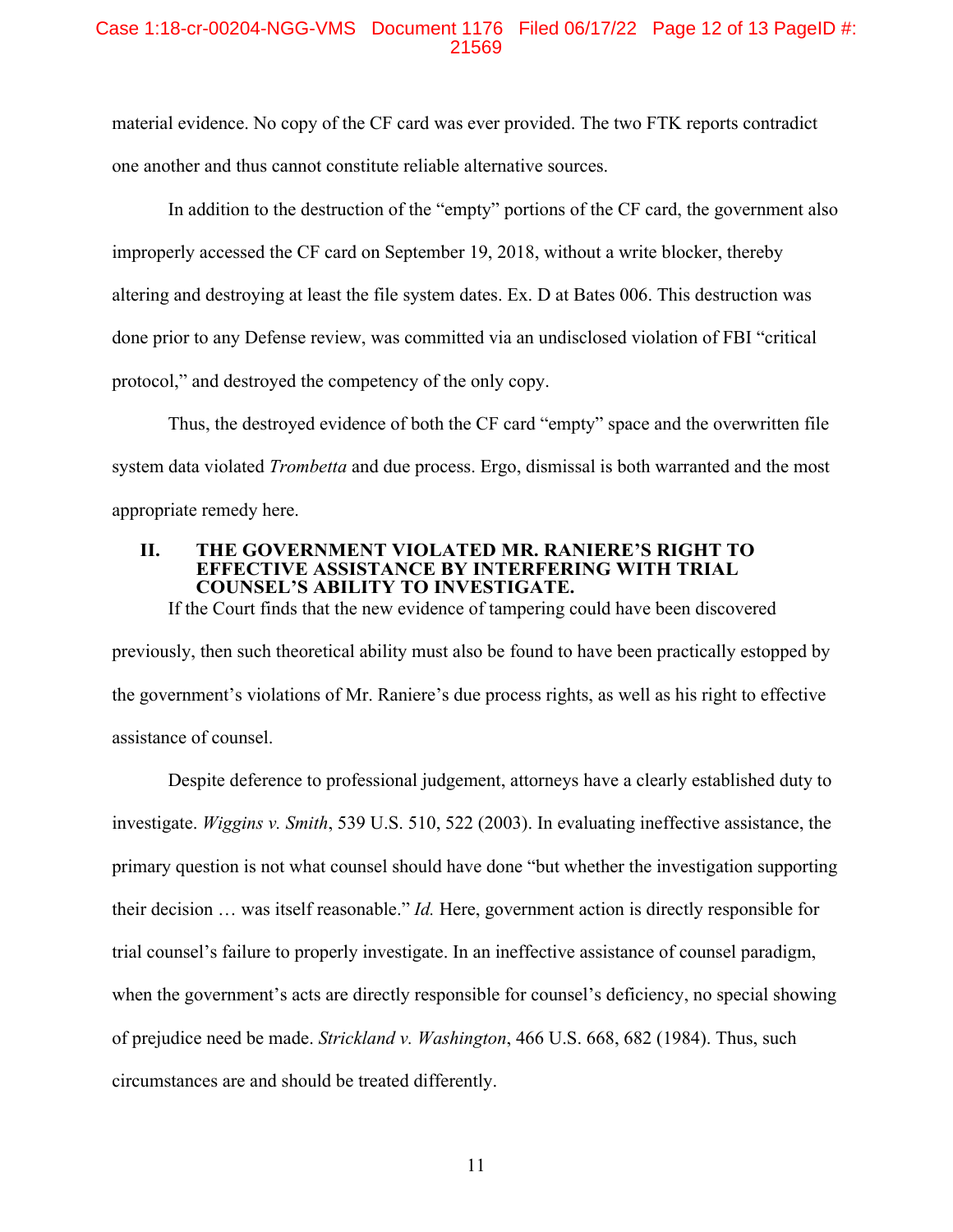material evidence. No copy of the CF card was ever provided. The two FTK reports contradict one another and thus cannot constitute reliable alternative sources.

In addition to the destruction of the "empty" portions of the CF card, the government also improperly accessed the CF card on September 19, 2018, without a write blocker, thereby altering and destroying at least the file system dates. Ex. D at Bates 006. This destruction was done prior to any Defense review, was committed via an undisclosed violation of FBI "critical protocol," and destroyed the competency of the only copy.

Thus, the destroyed evidence of both the CF card "empty" space and the overwritten file system data violated *Trombetta* and due process. Ergo, dismissal is both warranted and the most appropriate remedy here.

## II. THE GOVERNMENT VIOLATED MR. RANIERE'S RIGHT TO EFFECTIVE ASSISTANCE BY INTERFERING WITH TRIAL COUNSEL'S ABILITY TO INVESTIGATE.

If the Court finds that the new evidence of tampering could have been discovered previously, then such theoretical ability must also be found to have been practically estopped by the government's violations of Mr. Raniere's due process rights, as well as his right to effective assistance of counsel.

Despite deference to professional judgement, attorneys have a clearly established duty to investigate. *Wiggins v. Smith*, 539 U.S. 510, 522 (2003). In evaluating ineffective assistance, the primary question is not what counsel should have done "but whether the investigation supporting their decision … was itself reasonable." *Id.* Here, government action is directly responsible for trial counsel's failure to properly investigate. In an ineffective assistance of counsel paradigm, when the government's acts are directly responsible for counsel's deficiency, no special showing of prejudice need be made. *Strickland v. Washington*, 466 U.S. 668, 682 (1984). Thus, such circumstances are and should be treated differently.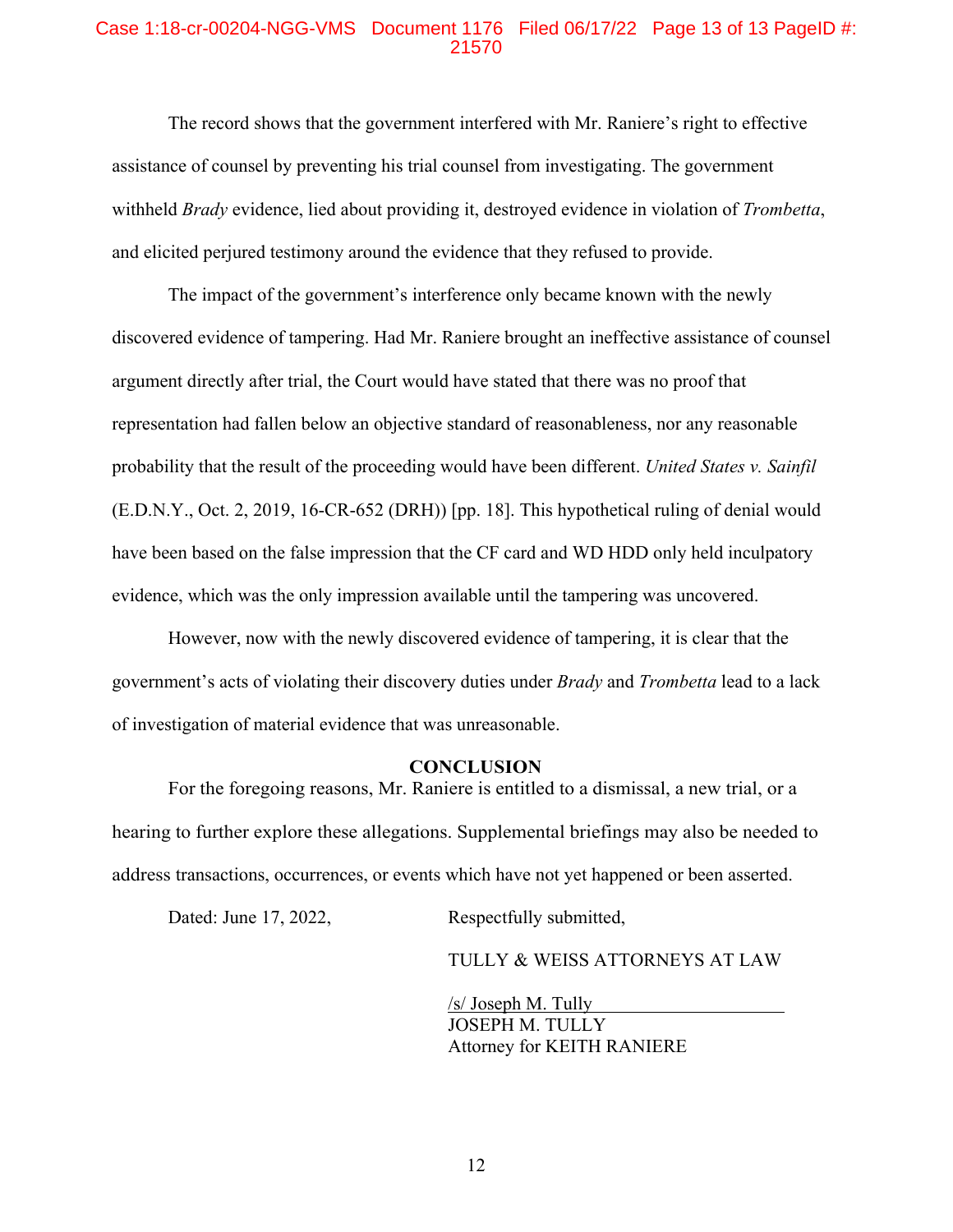The record shows that the government interfered with Mr. Raniere's right to effective assistance of counsel by preventing his trial counsel from investigating. The government withheld *Brady* evidence, lied about providing it, destroyed evidence in violation of *Trombetta*, and elicited perjured testimony around the evidence that they refused to provide.

The impact of the government's interference only became known with the newly discovered evidence of tampering. Had Mr. Raniere brought an ineffective assistance of counsel argument directly after trial, the Court would have stated that there was no proof that representation had fallen below an objective standard of reasonableness, nor any reasonable probability that the result of the proceeding would have been different. *United States v. Sainfil* (E.D.N.Y., Oct. 2, 2019, 16-CR-652 (DRH)) [pp. 18]. This hypothetical ruling of denial would have been based on the false impression that the CF card and WD HDD only held inculpatory evidence, which was the only impression available until the tampering was uncovered.

However, now with the newly discovered evidence of tampering, it is clear that the government's acts of violating their discovery duties under *Brady* and *Trombetta* lead to a lack of investigation of material evidence that was unreasonable.

## CONCLUSION

For the foregoing reasons, Mr. Raniere is entitled to a dismissal, a new trial, or a hearing to further explore these allegations. Supplemental briefings may also be needed to address transactions, occurrences, or events which have not yet happened or been asserted.

Dated: June 17, 2022,

Respectfully submitted,

TULLY & WEISS ATTORNEYS AT LAW

/s/ Joseph M. Tully

JOSEPH M. TULLY
Attorney for KEITH RANIERE